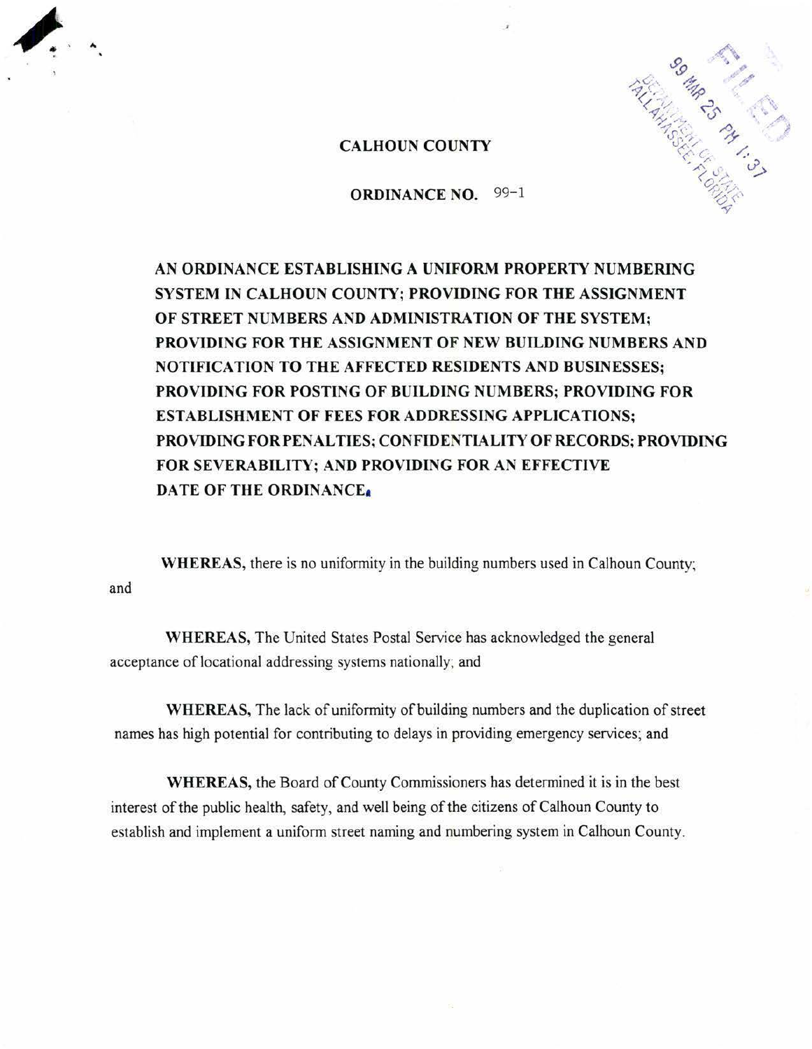FILED

99 MAR 25 PM 1:37

DEPARTMENT OF STATE
TALLAHASSEE, FLORIDA

# CALHOUN COUNTY

## ORDINANCE NO. 99-1

**AN ORDINANCE ESTABLISHING A UNIFORM PROPERTY NUMBERING SYSTEM IN CALHOUN COUNTY; PROVIDING FOR THE ASSIGNMENT OF STREET NUMBERS AND ADMINISTRATION OF THE SYSTEM; PROVIDING FOR THE ASSIGNMENT OF NEW BUILDING NUMBERS AND NOTIFICATION TO THE AFFECTED RESIDENTS AND BUSINESSES; PROVIDING FOR POSTING OF BUILDING NUMBERS; PROVIDING FOR ESTABLISHMENT OF FEES FOR ADDRESSING APPLICATIONS; PROVIDING FOR PENALTIES; CONFIDENTIALITY OF RECORDS; PROVIDING FOR SEVERABILITY; AND PROVIDING FOR AN EFFECTIVE DATE OF THE ORDINANCE.**

**WHEREAS,** there is no uniformity in the building numbers used in Calhoun County; and

**WHEREAS,** The United States Postal Service has acknowledged the general acceptance of locational addressing systems nationally; and

**WHEREAS,** The lack of uniformity of building numbers and the duplication of street names has high potential for contributing to delays in providing emergency services; and

**WHEREAS,** the Board of County Commissioners has determined it is in the best interest of the public health, safety, and well being of the citizens of Calhoun County to establish and implement a uniform street naming and numbering system in Calhoun County.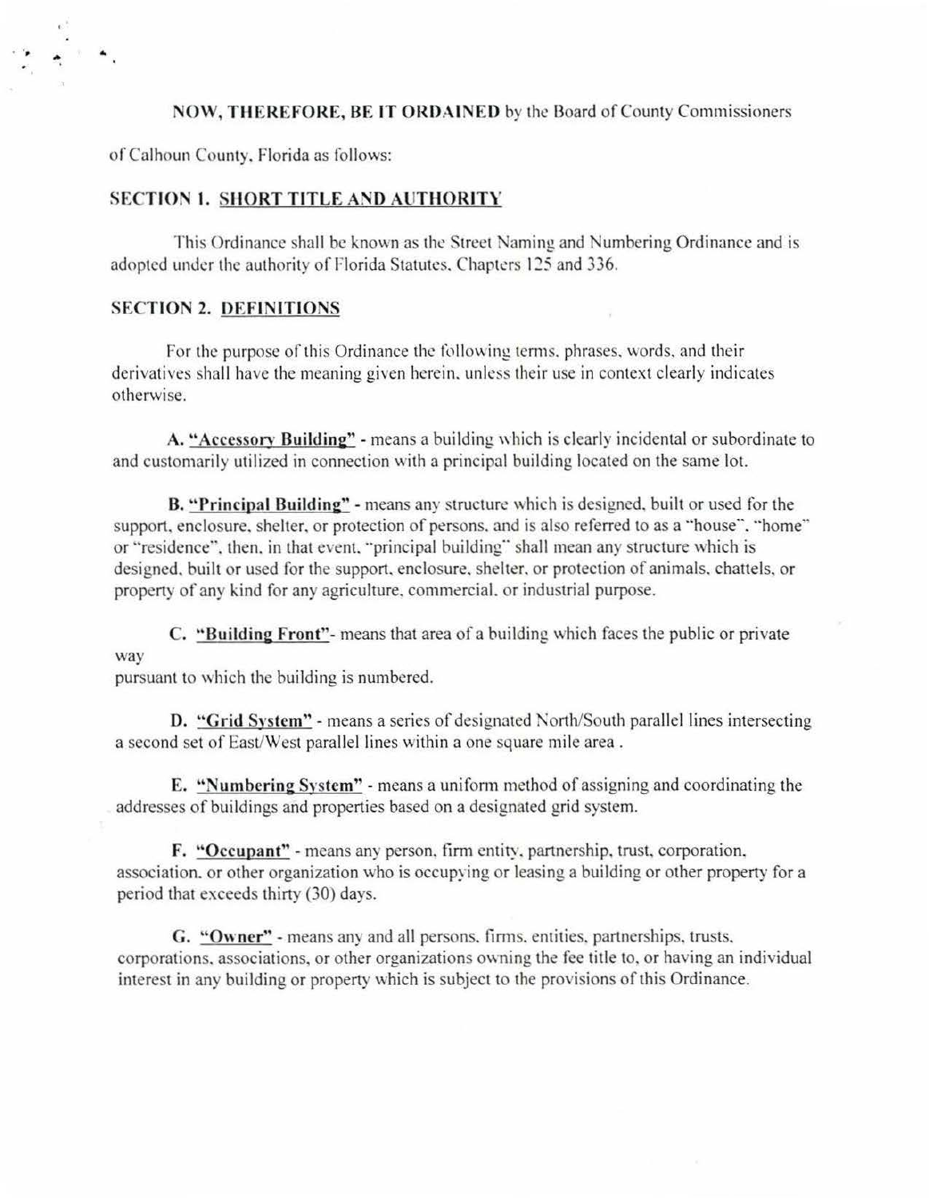**NOW, THEREFORE, BE IT ORDAINED** by the Board of County Commissioners of Calhoun County, Florida as follows:

## SECTION 1. SHORT TITLE AND AUTHORITY

This Ordinance shall be known as the Street Naming and Numbering Ordinance and is adopted under the authority of Florida Statutes, Chapters 125 and 336.

## SECTION 2. DEFINITIONS

For the purpose of this Ordinance the following terms, phrases, words, and their derivatives shall have the meaning given herein, unless their use in context clearly indicates otherwise.

**A. "Accessory Building"** - means a building which is clearly incidental or subordinate to and customarily utilized in connection with a principal building located on the same lot.

**B. "Principal Building"** - means any structure which is designed, built or used for the support, enclosure, shelter, or protection of persons, and is also referred to as a "house", "home" or "residence", then, in that event, "principal building" shall mean any structure which is designed, built or used for the support, enclosure, shelter, or protection of animals, chattels, or property of any kind for any agriculture, commercial, or industrial purpose.

**C. "Building Front"**- means that area of a building which faces the public or private way pursuant to which the building is numbered.

**D. "Grid System"** - means a series of designated North/South parallel lines intersecting a second set of East/West parallel lines within a one square mile area .

**E. "Numbering System"** - means a uniform method of assigning and coordinating the addresses of buildings and properties based on a designated grid system.

**F. "Occupant"** - means any person, firm entity, partnership, trust, corporation, association, or other organization who is occupying or leasing a building or other property for a period that exceeds thirty (30) days.

**G. "Owner"** - means any and all persons, firms, entities, partnerships, trusts, corporations, associations, or other organizations owning the fee title to, or having an individual interest in any building or property which is subject to the provisions of this Ordinance.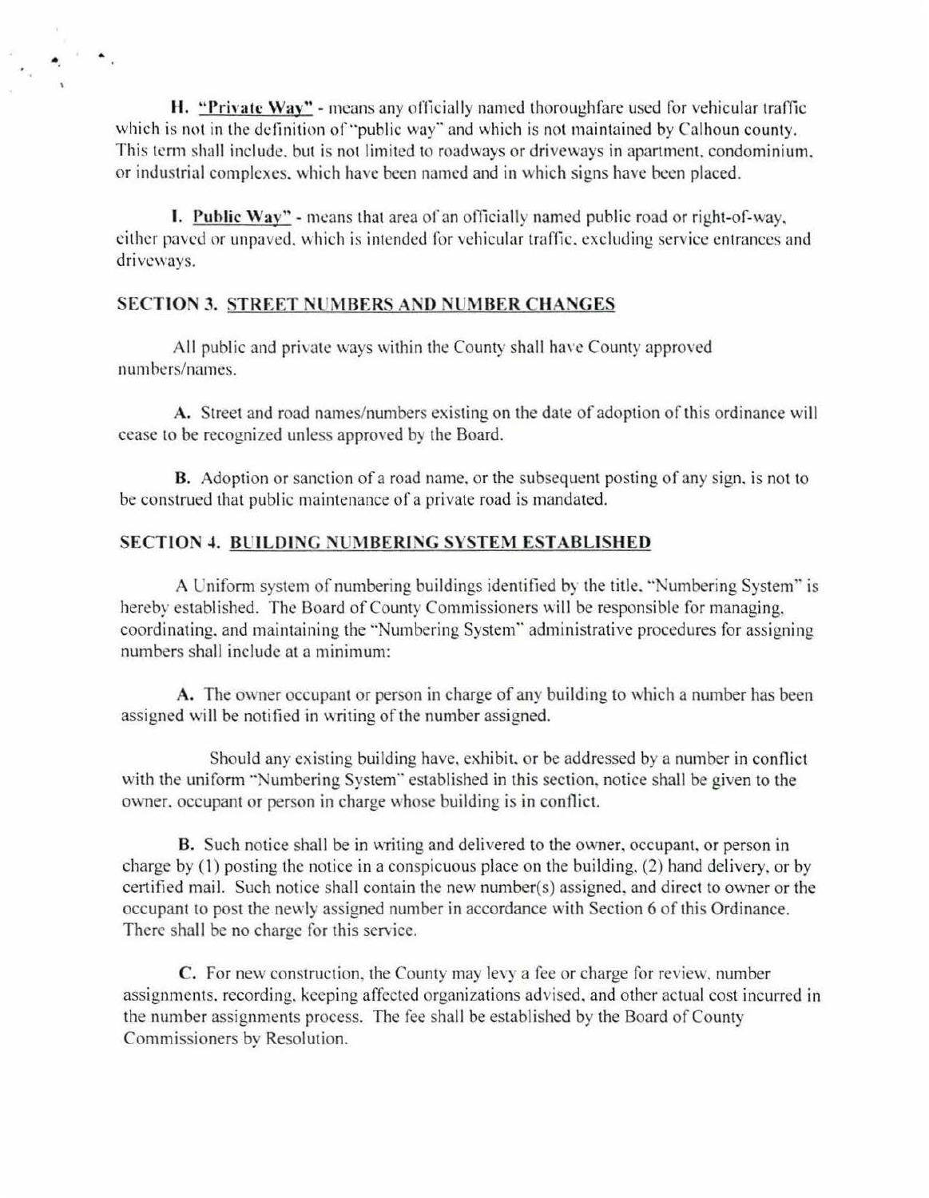**H. "Private Way"** - means any officially named thoroughfare used for vehicular traffic which is not in the definition of "public way" and which is not maintained by Calhoun county. This term shall include, but is not limited to roadways or driveways in apartment, condominium, or industrial complexes, which have been named and in which signs have been placed.

**I. Public Way"** - means that area of an officially named public road or right-of-way, either paved or unpaved, which is intended for vehicular traffic, excluding service entrances and driveways.

## SECTION 3. STREET NUMBERS AND NUMBER CHANGES

All public and private ways within the County shall have County approved numbers/names.

**A.** Street and road names/numbers existing on the date of adoption of this ordinance will cease to be recognized unless approved by the Board.

**B.** Adoption or sanction of a road name, or the subsequent posting of any sign, is not to be construed that public maintenance of a private road is mandated.

## SECTION 4. BUILDING NUMBERING SYSTEM ESTABLISHED

A Uniform system of numbering buildings identified by the title, "Numbering System" is hereby established. The Board of County Commissioners will be responsible for managing, coordinating, and maintaining the "Numbering System" administrative procedures for assigning numbers shall include at a minimum:

**A.** The owner occupant or person in charge of any building to which a number has been assigned will be notified in writing of the number assigned.

Should any existing building have, exhibit, or be addressed by a number in conflict with the uniform "Numbering System" established in this section, notice shall be given to the owner, occupant or person in charge whose building is in conflict.

**B.** Such notice shall be in writing and delivered to the owner, occupant, or person in charge by (1) posting the notice in a conspicuous place on the building, (2) hand delivery, or by certified mail. Such notice shall contain the new number(s) assigned, and direct to owner or the occupant to post the newly assigned number in accordance with Section 6 of this Ordinance. There shall be no charge for this service.

**C.** For new construction, the County may levy a fee or charge for review, number assignments, recording, keeping affected organizations advised, and other actual cost incurred in the number assignments process. The fee shall be established by the Board of County Commissioners by Resolution.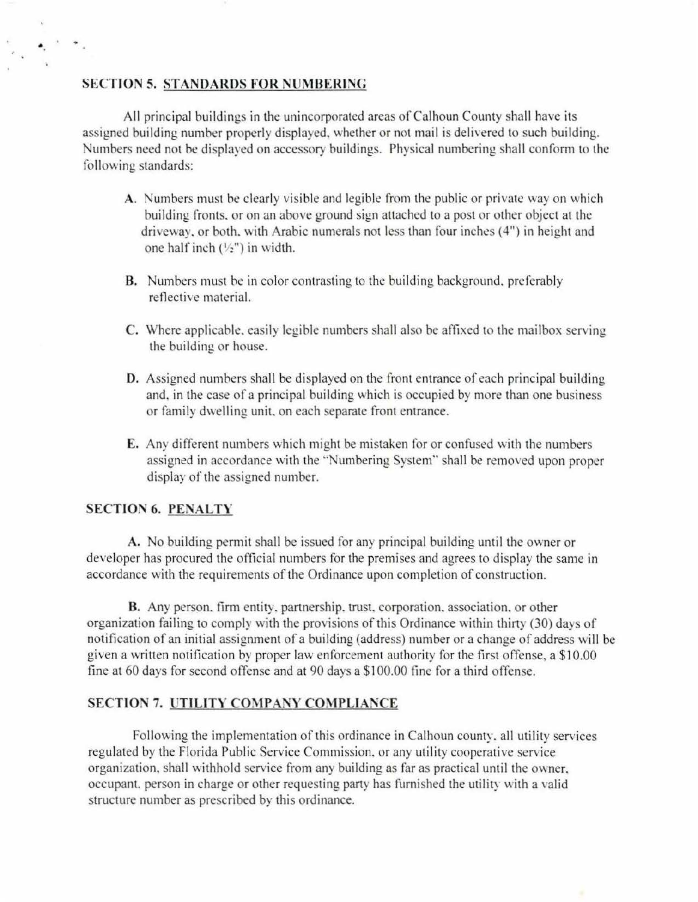## SECTION 5. STANDARDS FOR NUMBERING

All principal buildings in the unincorporated areas of Calhoun County shall have its assigned building number properly displayed, whether or not mail is delivered to such building. Numbers need not be displayed on accessory buildings. Physical numbering shall conform to the following standards:

**A.** Numbers must be clearly visible and legible from the public or private way on which building fronts, or on an above ground sign attached to a post or other object at the driveway, or both, with Arabic numerals not less than four inches (4") in height and one half inch (½") in width.

**B.** Numbers must be in color contrasting to the building background, preferably reflective material.

**C.** Where applicable, easily legible numbers shall also be affixed to the mailbox serving the building or house.

**D.** Assigned numbers shall be displayed on the front entrance of each principal building and, in the case of a principal building which is occupied by more than one business or family dwelling unit, on each separate front entrance.

**E.** Any different numbers which might be mistaken for or confused with the numbers assigned in accordance with the "Numbering System" shall be removed upon proper display of the assigned number.

## SECTION 6. PENALTY

**A.** No building permit shall be issued for any principal building until the owner or developer has procured the official numbers for the premises and agrees to display the same in accordance with the requirements of the Ordinance upon completion of construction.

**B.** Any person, firm entity, partnership, trust, corporation, association, or other organization failing to comply with the provisions of this Ordinance within thirty (30) days of notification of an initial assignment of a building (address) number or a change of address will be given a written notification by proper law enforcement authority for the first offense, a $10.00 fine at 60 days for second offense and at 90 days a $100.00 fine for a third offense.

## SECTION 7. UTILITY COMPANY COMPLIANCE

Following the implementation of this ordinance in Calhoun county, all utility services regulated by the Florida Public Service Commission, or any utility cooperative service organization, shall withhold service from any building as far as practical until the owner, occupant, person in charge or other requesting party has furnished the utility with a valid structure number as prescribed by this ordinance.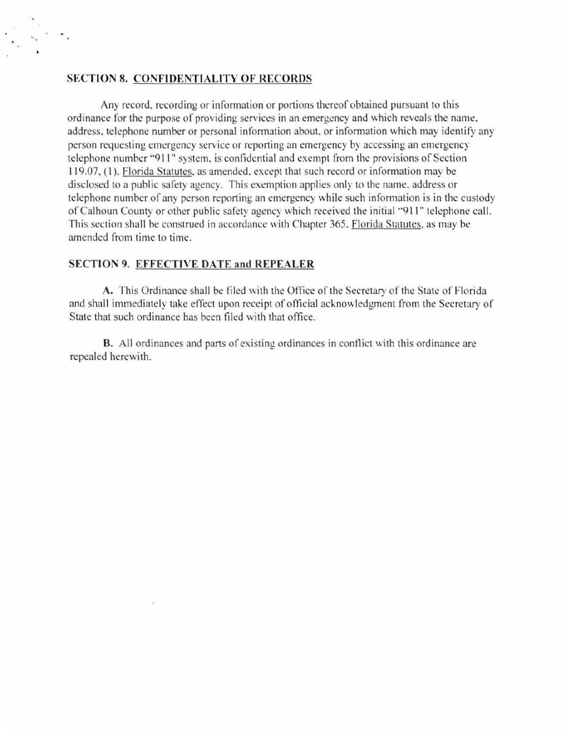### SECTION 8. CONFIDENTIALITY OF RECORDS

Any record, recording or information or portions thereof obtained pursuant to this ordinance for the purpose of providing services in an emergency and which reveals the name, address, telephone number or personal information about, or information which may identify any person requesting emergency service or reporting an emergency by accessing an emergency telephone number "911" system, is confidential and exempt from the provisions of Section 119.07, (1), Florida Statutes, as amended, except that such record or information may be disclosed to a public safety agency. This exemption applies only to the name, address or telephone number of any person reporting an emergency while such information is in the custody of Calhoun County or other public safety agency which received the initial "911" telephone call. This section shall be construed in accordance with Chapter 365, Florida Statutes, as may be amended from time to time.

### SECTION 9. EFFECTIVE DATE and REPEALER

**A.** This Ordinance shall be filed with the Office of the Secretary of the State of Florida and shall immediately take effect upon receipt of official acknowledgment from the Secretary of State that such ordinance has been filed with that office.

**B.** All ordinances and parts of existing ordinances in conflict with this ordinance are repealed herewith.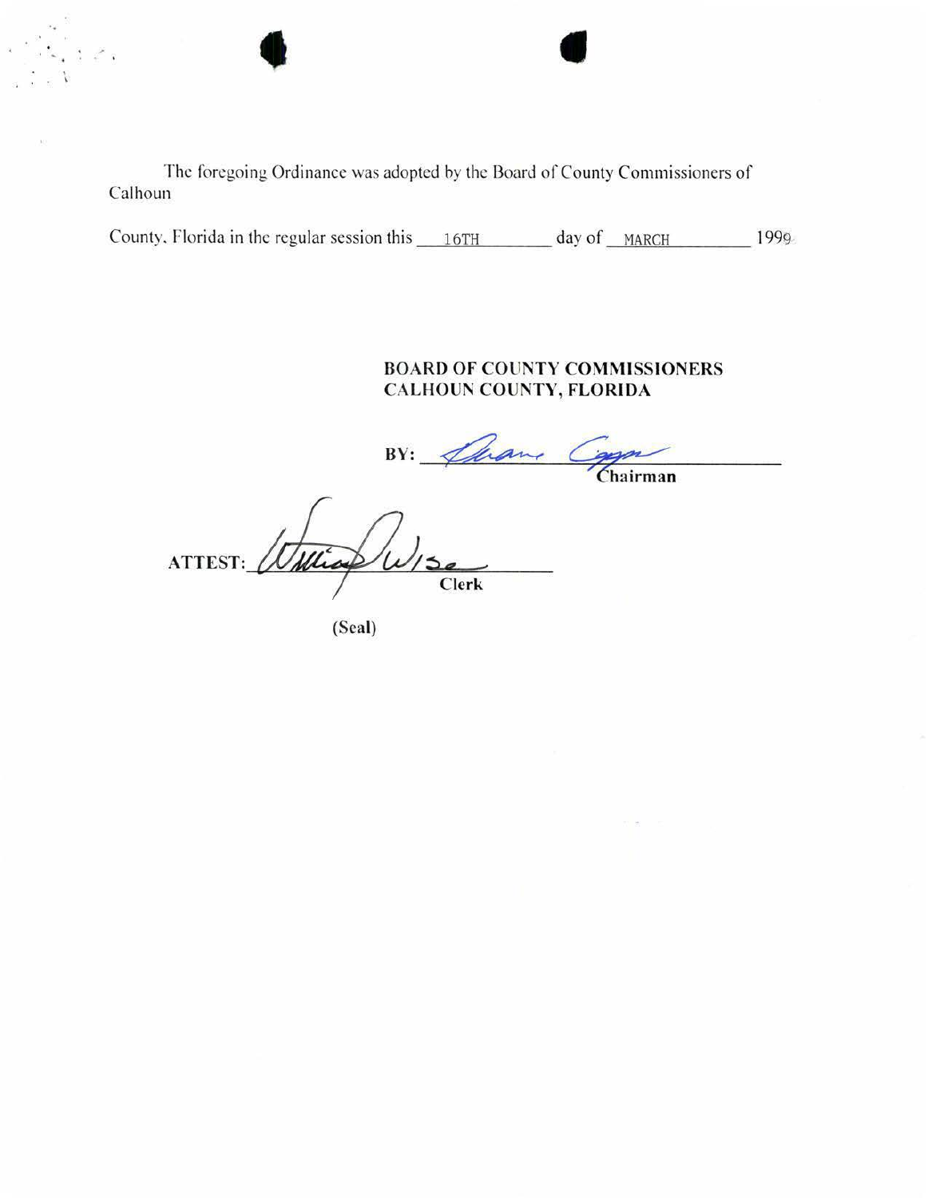The foregoing Ordinance was adopted by the Board of County Commissioners of Calhoun

County, Florida in the regular session this 16TH day of MARCH 1999

**BOARD OF COUNTY COMMISSIONERS**
**CALHOUN COUNTY, FLORIDA**

**BY:** ______________________
**Chairman**

**ATTEST:** ______________________
**Clerk**

**(Seal)**